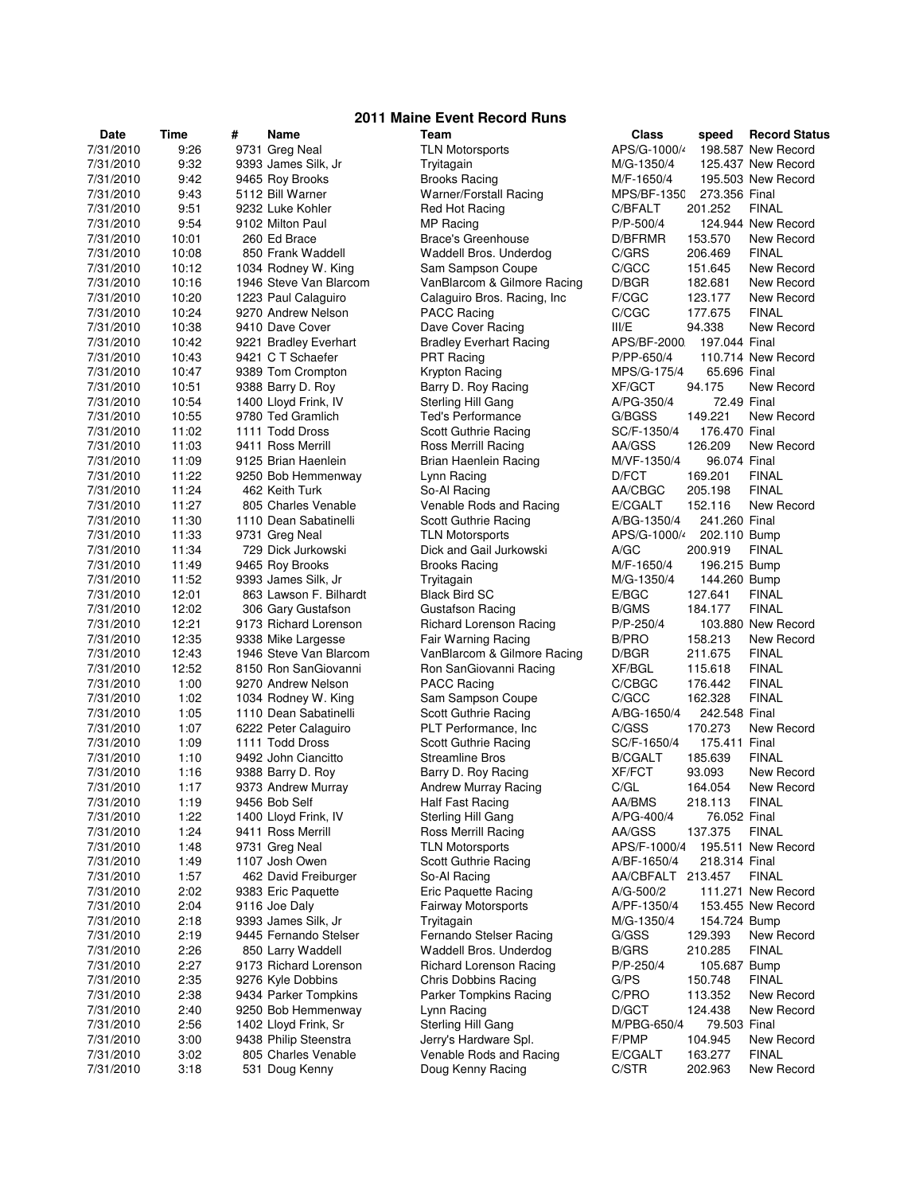# 2011 Maine Event Record Runs

| Date | Time | # | Name | Team | Class | speed | Record Status |
|---|---|---|---|---|---|---|---|
| 7/31/2010 | 9:26 | 9731 | Greg Neal | TLN Motorsports | APS/G-1000/4 | 198.587 | New Record |
| 7/31/2010 | 9:32 | 9393 | James Silk, Jr | Tryitagain | M/G-1350/4 | 125.437 | New Record |
| 7/31/2010 | 9:42 | 9465 | Roy Brooks | Brooks Racing | M/F-1650/4 | 195.503 | New Record |
| 7/31/2010 | 9:43 | 5112 | Bill Warner | Warner/Forstall Racing | MPS/BF-1350 | 273.356 | Final |
| 7/31/2010 | 9:51 | 9232 | Luke Kohler | Red Hot Racing | C/BFALT | 201.252 | FINAL |
| 7/31/2010 | 9:54 | 9102 | Milton Paul | MP Racing | P/P-500/4 | 124.944 | New Record |
| 7/31/2010 | 10:01 | 260 | Ed Brace | Brace's Greenhouse | D/BFRMR | 153.570 | New Record |
| 7/31/2010 | 10:08 | 850 | Frank Waddell | Waddell Bros. Underdog | C/GRS | 206.469 | FINAL |
| 7/31/2010 | 10:12 | 1034 | Rodney W. King | Sam Sampson Coupe | C/GCC | 151.645 | New Record |
| 7/31/2010 | 10:16 | 1946 | Steve Van Blarcom | VanBlarcom & Gilmore Racing | D/BGR | 182.681 | New Record |
| 7/31/2010 | 10:20 | 1223 | Paul Calaguiro | Calaguiro Bros. Racing, Inc | F/CGC | 123.177 | New Record |
| 7/31/2010 | 10:24 | 9270 | Andrew Nelson | PACC Racing | C/CGC | 177.675 | FINAL |
| 7/31/2010 | 10:38 | 9410 | Dave Cover | Dave Cover Racing | III/E | 94.338 | New Record |
| 7/31/2010 | 10:42 | 9221 | Bradley Everhart | Bradley Everhart Racing | APS/BF-2000 | 197.044 | Final |
| 7/31/2010 | 10:43 | 9421 | C T Schaefer | PRT Racing | P/PP-650/4 | 110.714 | New Record |
| 7/31/2010 | 10:47 | 9389 | Tom Crompton | Krypton Racing | MPS/G-175/4 | 65.696 | Final |
| 7/31/2010 | 10:51 | 9388 | Barry D. Roy | Barry D. Roy Racing | XF/GCT | 94.175 | New Record |
| 7/31/2010 | 10:54 | 1400 | Lloyd Frink, IV | Sterling Hill Gang | A/PG-350/4 | 72.49 | Final |
| 7/31/2010 | 10:55 | 9780 | Ted Gramlich | Ted's Performance | G/BGSS | 149.221 | New Record |
| 7/31/2010 | 11:02 | 1111 | Todd Dross | Scott Guthrie Racing | SC/F-1350/4 | 176.470 | Final |
| 7/31/2010 | 11:03 | 9411 | Ross Merrill | Ross Merrill Racing | AA/GSS | 126.209 | New Record |
| 7/31/2010 | 11:09 | 9125 | Brian Haenlein | Brian Haenlein Racing | M/VF-1350/4 | 96.074 | Final |
| 7/31/2010 | 11:22 | 9250 | Bob Hemmenway | Lynn Racing | D/FCT | 169.201 | FINAL |
| 7/31/2010 | 11:24 | 462 | Keith Turk | So-Al Racing | AA/CBGC | 205.198 | FINAL |
| 7/31/2010 | 11:27 | 805 | Charles Venable | Venable Rods and Racing | E/CGALT | 152.116 | New Record |
| 7/31/2010 | 11:30 | 1110 | Dean Sabatinelli | Scott Guthrie Racing | A/BG-1350/4 | 241.260 | Final |
| 7/31/2010 | 11:33 | 9731 | Greg Neal | TLN Motorsports | APS/G-1000/4 | 202.110 | Bump |
| 7/31/2010 | 11:34 | 729 | Dick Jurkowski | Dick and Gail Jurkowski | A/GC | 200.919 | FINAL |
| 7/31/2010 | 11:49 | 9465 | Roy Brooks | Brooks Racing | M/F-1650/4 | 196.215 | Bump |
| 7/31/2010 | 11:52 | 9393 | James Silk, Jr | Tryitagain | M/G-1350/4 | 144.260 | Bump |
| 7/31/2010 | 12:01 | 863 | Lawson F. Bilhardt | Black Bird SC | E/BGC | 127.641 | FINAL |
| 7/31/2010 | 12:02 | 306 | Gary Gustafson | Gustafson Racing | B/GMS | 184.177 | FINAL |
| 7/31/2010 | 12:21 | 9173 | Richard Lorenson | Richard Lorenson Racing | P/P-250/4 | 103.880 | New Record |
| 7/31/2010 | 12:35 | 9338 | Mike Largesse | Fair Warning Racing | B/PRO | 158.213 | New Record |
| 7/31/2010 | 12:43 | 1946 | Steve Van Blarcom | VanBlarcom & Gilmore Racing | D/BGR | 211.675 | FINAL |
| 7/31/2010 | 12:52 | 8150 | Ron SanGiovanni | Ron SanGiovanni Racing | XF/BGL | 115.618 | FINAL |
| 7/31/2010 | 1:00 | 9270 | Andrew Nelson | PACC Racing | C/CBGC | 176.442 | FINAL |
| 7/31/2010 | 1:02 | 1034 | Rodney W. King | Sam Sampson Coupe | C/GCC | 162.328 | FINAL |
| 7/31/2010 | 1:05 | 1110 | Dean Sabatinelli | Scott Guthrie Racing | A/BG-1650/4 | 242.548 | Final |
| 7/31/2010 | 1:07 | 6222 | Peter Calaguiro | PLT Performance, Inc | C/GSS | 170.273 | New Record |
| 7/31/2010 | 1:09 | 1111 | Todd Dross | Scott Guthrie Racing | SC/F-1650/4 | 175.411 | Final |
| 7/31/2010 | 1:10 | 9492 | John Ciancitto | Streamline Bros | B/CGALT | 185.639 | FINAL |
| 7/31/2010 | 1:16 | 9388 | Barry D. Roy | Barry D. Roy Racing | XF/FCT | 93.093 | New Record |
| 7/31/2010 | 1:17 | 9373 | Andrew Murray | Andrew Murray Racing | C/GL | 164.054 | New Record |
| 7/31/2010 | 1:19 | 9456 | Bob Self | Half Fast Racing | AA/BMS | 218.113 | FINAL |
| 7/31/2010 | 1:22 | 1400 | Lloyd Frink, IV | Sterling Hill Gang | A/PG-400/4 | 76.052 | Final |
| 7/31/2010 | 1:24 | 9411 | Ross Merrill | Ross Merrill Racing | AA/GSS | 137.375 | FINAL |
| 7/31/2010 | 1:48 | 9731 | Greg Neal | TLN Motorsports | APS/F-1000/4 | 195.511 | New Record |
| 7/31/2010 | 1:49 | 1107 | Josh Owen | Scott Guthrie Racing | A/BF-1650/4 | 218.314 | Final |
| 7/31/2010 | 1:57 | 462 | David Freiburger | So-Al Racing | AA/CBFALT | 213.457 | FINAL |
| 7/31/2010 | 2:02 | 9383 | Eric Paquette | Eric Paquette Racing | A/G-500/2 | 111.271 | New Record |
| 7/31/2010 | 2:04 | 9116 | Joe Daly | Fairway Motorsports | A/PF-1350/4 | 153.455 | New Record |
| 7/31/2010 | 2:18 | 9393 | James Silk, Jr | Tryitagain | M/G-1350/4 | 154.724 | Bump |
| 7/31/2010 | 2:19 | 9445 | Fernando Stelser | Fernando Stelser Racing | G/GSS | 129.393 | New Record |
| 7/31/2010 | 2:26 | 850 | Larry Waddell | Waddell Bros. Underdog | B/GRS | 210.285 | FINAL |
| 7/31/2010 | 2:27 | 9173 | Richard Lorenson | Richard Lorenson Racing | P/P-250/4 | 105.687 | Bump |
| 7/31/2010 | 2:35 | 9276 | Kyle Dobbins | Chris Dobbins Racing | G/PS | 150.748 | FINAL |
| 7/31/2010 | 2:38 | 9434 | Parker Tompkins | Parker Tompkins Racing | C/PRO | 113.352 | New Record |
| 7/31/2010 | 2:40 | 9250 | Bob Hemmenway | Lynn Racing | D/GCT | 124.438 | New Record |
| 7/31/2010 | 2:56 | 1402 | Lloyd Frink, Sr | Sterling Hill Gang | M/PBG-650/4 | 79.503 | Final |
| 7/31/2010 | 3:00 | 9438 | Philip Steenstra | Jerry's Hardware Spl. | F/PMP | 104.945 | New Record |
| 7/31/2010 | 3:02 | 805 | Charles Venable | Venable Rods and Racing | E/CGALT | 163.277 | FINAL |
| 7/31/2010 | 3:18 | 531 | Doug Kenny | Doug Kenny Racing | C/STR | 202.963 | New Record |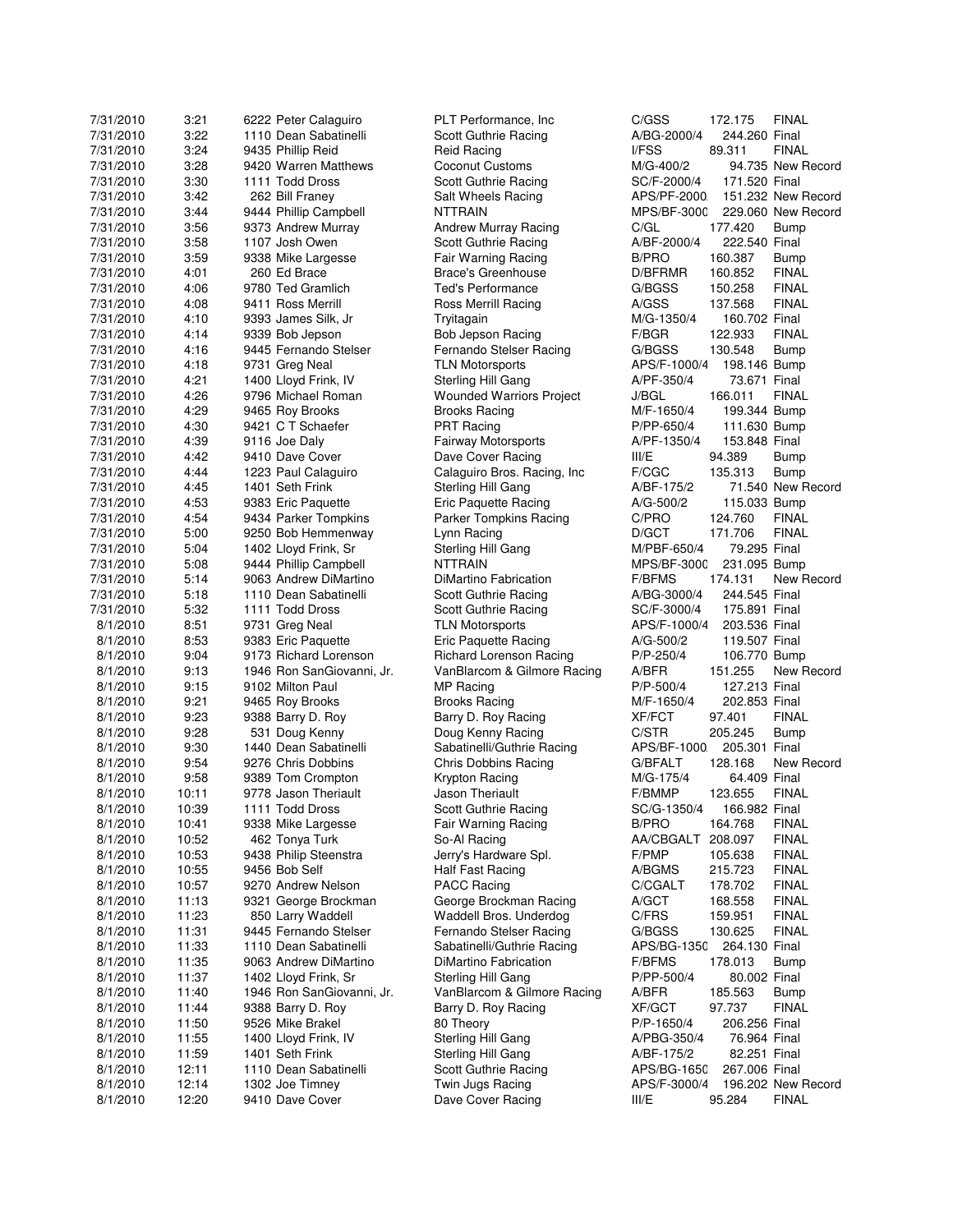| | | | | | | | |
|---|---|---|---|---|---|---|---|
| 7/31/2010 | 3:21 | 6222 | Peter Calaguiro | PLT Performance, Inc | C/GSS | 172.175 | FINAL |
| 7/31/2010 | 3:22 | 1110 | Dean Sabatinelli | Scott Guthrie Racing | A/BG-2000/4 | 244.260 | Final |
| 7/31/2010 | 3:24 | 9435 | Phillip Reid | Reid Racing | I/FSS | 89.311 | FINAL |
| 7/31/2010 | 3:28 | 9420 | Warren Matthews | Coconut Customs | M/G-400/2 | 94.735 | New Record |
| 7/31/2010 | 3:30 | 1111 | Todd Dross | Scott Guthrie Racing | SC/F-2000/4 | 171.520 | Final |
| 7/31/2010 | 3:42 | 262 | Bill Franey | Salt Wheels Racing | APS/PF-2000 | 151.232 | New Record |
| 7/31/2010 | 3:44 | 9444 | Phillip Campbell | NTTRAIN | MPS/BF-3000 | 229.060 | New Record |
| 7/31/2010 | 3:56 | 9373 | Andrew Murray | Andrew Murray Racing | C/GL | 177.420 | Bump |
| 7/31/2010 | 3:58 | 1107 | Josh Owen | Scott Guthrie Racing | A/BF-2000/4 | 222.540 | Final |
| 7/31/2010 | 3:59 | 9338 | Mike Largesse | Fair Warning Racing | B/PRO | 160.387 | Bump |
| 7/31/2010 | 4:01 | 260 | Ed Brace | Brace's Greenhouse | D/BFRMR | 160.852 | FINAL |
| 7/31/2010 | 4:06 | 9780 | Ted Gramlich | Ted's Performance | G/BGSS | 150.258 | FINAL |
| 7/31/2010 | 4:08 | 9411 | Ross Merrill | Ross Merrill Racing | A/GSS | 137.568 | FINAL |
| 7/31/2010 | 4:10 | 9393 | James Silk, Jr | Tryitagain | M/G-1350/4 | 160.702 | Final |
| 7/31/2010 | 4:14 | 9339 | Bob Jepson | Bob Jepson Racing | F/BGR | 122.933 | FINAL |
| 7/31/2010 | 4:16 | 9445 | Fernando Stelser | Fernando Stelser Racing | G/BGSS | 130.548 | Bump |
| 7/31/2010 | 4:18 | 9731 | Greg Neal | TLN Motorsports | APS/F-1000/4 | 198.146 | Bump |
| 7/31/2010 | 4:21 | 1400 | Lloyd Frink, IV | Sterling Hill Gang | A/PF-350/4 | 73.671 | Final |
| 7/31/2010 | 4:26 | 9796 | Michael Roman | Wounded Warriors Project | J/BGL | 166.011 | FINAL |
| 7/31/2010 | 4:29 | 9465 | Roy Brooks | Brooks Racing | M/F-1650/4 | 199.344 | Bump |
| 7/31/2010 | 4:30 | 9421 | C T Schaefer | PRT Racing | P/PP-650/4 | 111.630 | Bump |
| 7/31/2010 | 4:39 | 9116 | Joe Daly | Fairway Motorsports | A/PF-1350/4 | 153.848 | Final |
| 7/31/2010 | 4:42 | 9410 | Dave Cover | Dave Cover Racing | III/E | 94.389 | Bump |
| 7/31/2010 | 4:44 | 1223 | Paul Calaguiro | Calaguiro Bros. Racing, Inc | F/CGC | 135.313 | Bump |
| 7/31/2010 | 4:45 | 1401 | Seth Frink | Sterling Hill Gang | A/BF-175/2 | 71.540 | New Record |
| 7/31/2010 | 4:53 | 9383 | Eric Paquette | Eric Paquette Racing | A/G-500/2 | 115.033 | Bump |
| 7/31/2010 | 4:54 | 9434 | Parker Tompkins | Parker Tompkins Racing | C/PRO | 124.760 | FINAL |
| 7/31/2010 | 5:00 | 9250 | Bob Hemmenway | Lynn Racing | D/GCT | 171.706 | FINAL |
| 7/31/2010 | 5:04 | 1402 | Lloyd Frink, Sr | Sterling Hill Gang | M/PBF-650/4 | 79.295 | Final |
| 7/31/2010 | 5:08 | 9444 | Phillip Campbell | NTTRAIN | MPS/BF-3000 | 231.095 | Bump |
| 7/31/2010 | 5:14 | 9063 | Andrew DiMartino | DiMartino Fabrication | F/BFMS | 174.131 | New Record |
| 7/31/2010 | 5:18 | 1110 | Dean Sabatinelli | Scott Guthrie Racing | A/BG-3000/4 | 244.545 | Final |
| 7/31/2010 | 5:32 | 1111 | Todd Dross | Scott Guthrie Racing | SC/F-3000/4 | 175.891 | Final |
| 8/1/2010 | 8:51 | 9731 | Greg Neal | TLN Motorsports | APS/F-1000/4 | 203.536 | Final |
| 8/1/2010 | 8:53 | 9383 | Eric Paquette | Eric Paquette Racing | A/G-500/2 | 119.507 | Final |
| 8/1/2010 | 9:04 | 9173 | Richard Lorenson | Richard Lorenson Racing | P/P-250/4 | 106.770 | Bump |
| 8/1/2010 | 9:13 | 1946 | Ron SanGiovanni, Jr. | VanBlarcom & Gilmore Racing | A/BFR | 151.255 | New Record |
| 8/1/2010 | 9:15 | 9102 | Milton Paul | MP Racing | P/P-500/4 | 127.213 | Final |
| 8/1/2010 | 9:21 | 9465 | Roy Brooks | Brooks Racing | M/F-1650/4 | 202.853 | Final |
| 8/1/2010 | 9:23 | 9388 | Barry D. Roy | Barry D. Roy Racing | XF/FCT | 97.401 | FINAL |
| 8/1/2010 | 9:28 | 531 | Doug Kenny | Doug Kenny Racing | C/STR | 205.245 | Bump |
| 8/1/2010 | 9:30 | 1440 | Dean Sabatinelli | Sabatinelli/Guthrie Racing | APS/BF-1000 | 205.301 | Final |
| 8/1/2010 | 9:54 | 9276 | Chris Dobbins | Chris Dobbins Racing | G/BFALT | 128.168 | New Record |
| 8/1/2010 | 9:58 | 9389 | Tom Crompton | Krypton Racing | M/G-175/4 | 64.409 | Final |
| 8/1/2010 | 10:11 | 9778 | Jason Theriault | Jason Theriault | F/BMMP | 123.655 | FINAL |
| 8/1/2010 | 10:39 | 1111 | Todd Dross | Scott Guthrie Racing | SC/G-1350/4 | 166.982 | Final |
| 8/1/2010 | 10:41 | 9338 | Mike Largesse | Fair Warning Racing | B/PRO | 164.768 | FINAL |
| 8/1/2010 | 10:52 | 462 | Tonya Turk | So-Al Racing | AA/CBGALT | 208.097 | FINAL |
| 8/1/2010 | 10:53 | 9438 | Philip Steenstra | Jerry's Hardware Spl. | F/PMP | 105.638 | FINAL |
| 8/1/2010 | 10:55 | 9456 | Bob Self | Half Fast Racing | A/BGMS | 215.723 | FINAL |
| 8/1/2010 | 10:57 | 9270 | Andrew Nelson | PACC Racing | C/CGALT | 178.702 | FINAL |
| 8/1/2010 | 11:13 | 9321 | George Brockman | George Brockman Racing | A/GCT | 168.558 | FINAL |
| 8/1/2010 | 11:23 | 850 | Larry Waddell | Waddell Bros. Underdog | C/FRS | 159.951 | FINAL |
| 8/1/2010 | 11:31 | 9445 | Fernando Stelser | Fernando Stelser Racing | G/BGSS | 130.625 | FINAL |
| 8/1/2010 | 11:33 | 1110 | Dean Sabatinelli | Sabatinelli/Guthrie Racing | APS/BG-1350 | 264.130 | Final |
| 8/1/2010 | 11:35 | 9063 | Andrew DiMartino | DiMartino Fabrication | F/BFMS | 178.013 | Bump |
| 8/1/2010 | 11:37 | 1402 | Lloyd Frink, Sr | Sterling Hill Gang | P/PP-500/4 | 80.002 | Final |
| 8/1/2010 | 11:40 | 1946 | Ron SanGiovanni, Jr. | VanBlarcom & Gilmore Racing | A/BFR | 185.563 | Bump |
| 8/1/2010 | 11:44 | 9388 | Barry D. Roy | Barry D. Roy Racing | XF/GCT | 97.737 | FINAL |
| 8/1/2010 | 11:50 | 9526 | Mike Brakel | 80 Theory | P/P-1650/4 | 206.256 | Final |
| 8/1/2010 | 11:55 | 1400 | Lloyd Frink, IV | Sterling Hill Gang | A/PBG-350/4 | 76.964 | Final |
| 8/1/2010 | 11:59 | 1401 | Seth Frink | Sterling Hill Gang | A/BF-175/2 | 82.251 | Final |
| 8/1/2010 | 12:11 | 1110 | Dean Sabatinelli | Scott Guthrie Racing | APS/BG-1650 | 267.006 | Final |
| 8/1/2010 | 12:14 | 1302 | Joe Timney | Twin Jugs Racing | APS/F-3000/4 | 196.202 | New Record |
| 8/1/2010 | 12:20 | 9410 | Dave Cover | Dave Cover Racing | III/E | 95.284 | FINAL |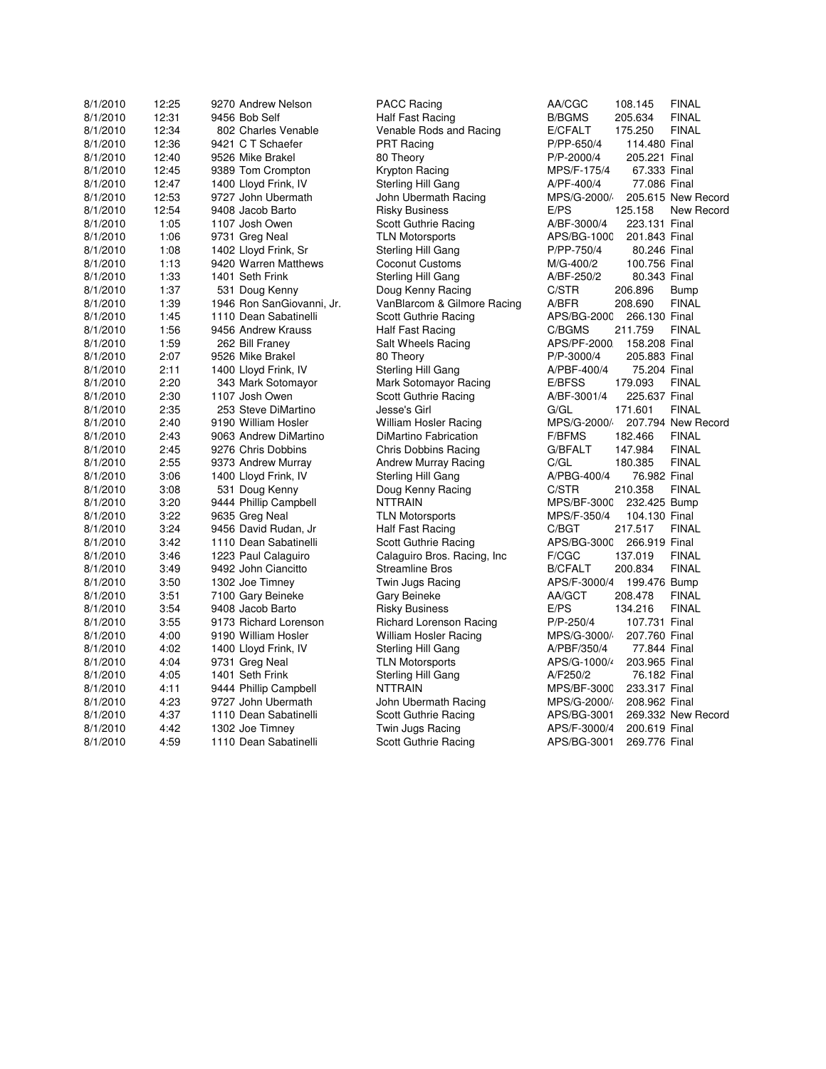| | | | | | | | |
|---|---|---|---|---|---|---|---|
| 8/1/2010 | 12:25 | 9270 | Andrew Nelson | PACC Racing | AA/CGC | 108.145 | FINAL |
| 8/1/2010 | 12:31 | 9456 | Bob Self | Half Fast Racing | B/BGMS | 205.634 | FINAL |
| 8/1/2010 | 12:34 | 802 | Charles Venable | Venable Rods and Racing | E/CFALT | 175.250 | FINAL |
| 8/1/2010 | 12:36 | 9421 | C T Schaefer | PRT Racing | P/PP-650/4 | 114.480 | Final |
| 8/1/2010 | 12:40 | 9526 | Mike Brakel | 80 Theory | P/P-2000/4 | 205.221 | Final |
| 8/1/2010 | 12:45 | 9389 | Tom Crompton | Krypton Racing | MPS/F-175/4 | 67.333 | Final |
| 8/1/2010 | 12:47 | 1400 | Lloyd Frink, IV | Sterling Hill Gang | A/PF-400/4 | 77.086 | Final |
| 8/1/2010 | 12:53 | 9727 | John Ubermath | John Ubermath Racing | MPS/G-2000/ | 205.615 | New Record |
| 8/1/2010 | 12:54 | 9408 | Jacob Barto | Risky Business | E/PS | 125.158 | New Record |
| 8/1/2010 | 1:05 | 1107 | Josh Owen | Scott Guthrie Racing | A/BF-3000/4 | 223.131 | Final |
| 8/1/2010 | 1:06 | 9731 | Greg Neal | TLN Motorsports | APS/BG-1000 | 201.843 | Final |
| 8/1/2010 | 1:08 | 1402 | Lloyd Frink, Sr | Sterling Hill Gang | P/PP-750/4 | 80.246 | Final |
| 8/1/2010 | 1:13 | 9420 | Warren Matthews | Coconut Customs | M/G-400/2 | 100.756 | Final |
| 8/1/2010 | 1:33 | 1401 | Seth Frink | Sterling Hill Gang | A/BF-250/2 | 80.343 | Final |
| 8/1/2010 | 1:37 | 531 | Doug Kenny | Doug Kenny Racing | C/STR | 206.896 | Bump |
| 8/1/2010 | 1:39 | 1946 | Ron SanGiovanni, Jr. | VanBlarcom & Gilmore Racing | A/BFR | 208.690 | FINAL |
| 8/1/2010 | 1:45 | 1110 | Dean Sabatinelli | Scott Guthrie Racing | APS/BG-2000 | 266.130 | Final |
| 8/1/2010 | 1:56 | 9456 | Andrew Krauss | Half Fast Racing | C/BGMS | 211.759 | FINAL |
| 8/1/2010 | 1:59 | 262 | Bill Franey | Salt Wheels Racing | APS/PF-2000 | 158.208 | Final |
| 8/1/2010 | 2:07 | 9526 | Mike Brakel | 80 Theory | P/P-3000/4 | 205.883 | Final |
| 8/1/2010 | 2:11 | 1400 | Lloyd Frink, IV | Sterling Hill Gang | A/PBF-400/4 | 75.204 | Final |
| 8/1/2010 | 2:20 | 343 | Mark Sotomayor | Mark Sotomayor Racing | E/BFSS | 179.093 | FINAL |
| 8/1/2010 | 2:30 | 1107 | Josh Owen | Scott Guthrie Racing | A/BF-3001/4 | 225.637 | Final |
| 8/1/2010 | 2:35 | 253 | Steve DiMartino | Jesse's Girl | G/GL | 171.601 | FINAL |
| 8/1/2010 | 2:40 | 9190 | William Hosler | William Hosler Racing | MPS/G-2000/ | 207.794 | New Record |
| 8/1/2010 | 2:43 | 9063 | Andrew DiMartino | DiMartino Fabrication | F/BFMS | 182.466 | FINAL |
| 8/1/2010 | 2:45 | 9276 | Chris Dobbins | Chris Dobbins Racing | G/BFALT | 147.984 | FINAL |
| 8/1/2010 | 2:55 | 9373 | Andrew Murray | Andrew Murray Racing | C/GL | 180.385 | FINAL |
| 8/1/2010 | 3:06 | 1400 | Lloyd Frink, IV | Sterling Hill Gang | A/PBG-400/4 | 76.982 | Final |
| 8/1/2010 | 3:08 | 531 | Doug Kenny | Doug Kenny Racing | C/STR | 210.358 | FINAL |
| 8/1/2010 | 3:20 | 9444 | Phillip Campbell | NTTRAIN | MPS/BF-3000 | 232.425 | Bump |
| 8/1/2010 | 3:22 | 9635 | Greg Neal | TLN Motorsports | MPS/F-350/4 | 104.130 | Final |
| 8/1/2010 | 3:24 | 9456 | David Rudan, Jr | Half Fast Racing | C/BGT | 217.517 | FINAL |
| 8/1/2010 | 3:42 | 1110 | Dean Sabatinelli | Scott Guthrie Racing | APS/BG-3000 | 266.919 | Final |
| 8/1/2010 | 3:46 | 1223 | Paul Calaguiro | Calaguiro Bros. Racing, Inc | F/CGC | 137.019 | FINAL |
| 8/1/2010 | 3:49 | 9492 | John Ciancitto | Streamline Bros | B/CFALT | 200.834 | FINAL |
| 8/1/2010 | 3:50 | 1302 | Joe Timney | Twin Jugs Racing | APS/F-3000/4 | 199.476 | Bump |
| 8/1/2010 | 3:51 | 7100 | Gary Beineke | Gary Beineke | AA/GCT | 208.478 | FINAL |
| 8/1/2010 | 3:54 | 9408 | Jacob Barto | Risky Business | E/PS | 134.216 | FINAL |
| 8/1/2010 | 3:55 | 9173 | Richard Lorenson | Richard Lorenson Racing | P/P-250/4 | 107.731 | Final |
| 8/1/2010 | 4:00 | 9190 | William Hosler | William Hosler Racing | MPS/G-3000/ | 207.760 | Final |
| 8/1/2010 | 4:02 | 1400 | Lloyd Frink, IV | Sterling Hill Gang | A/PBF/350/4 | 77.844 | Final |
| 8/1/2010 | 4:04 | 9731 | Greg Neal | TLN Motorsports | APS/G-1000/4 | 203.965 | Final |
| 8/1/2010 | 4:05 | 1401 | Seth Frink | Sterling Hill Gang | A/F250/2 | 76.182 | Final |
| 8/1/2010 | 4:11 | 9444 | Phillip Campbell | NTTRAIN | MPS/BF-3000 | 233.317 | Final |
| 8/1/2010 | 4:23 | 9727 | John Ubermath | John Ubermath Racing | MPS/G-2000/ | 208.962 | Final |
| 8/1/2010 | 4:37 | 1110 | Dean Sabatinelli | Scott Guthrie Racing | APS/BG-3001 | 269.332 | New Record |
| 8/1/2010 | 4:42 | 1302 | Joe Timney | Twin Jugs Racing | APS/F-3000/4 | 200.619 | Final |
| 8/1/2010 | 4:59 | 1110 | Dean Sabatinelli | Scott Guthrie Racing | APS/BG-3001 | 269.776 | Final |